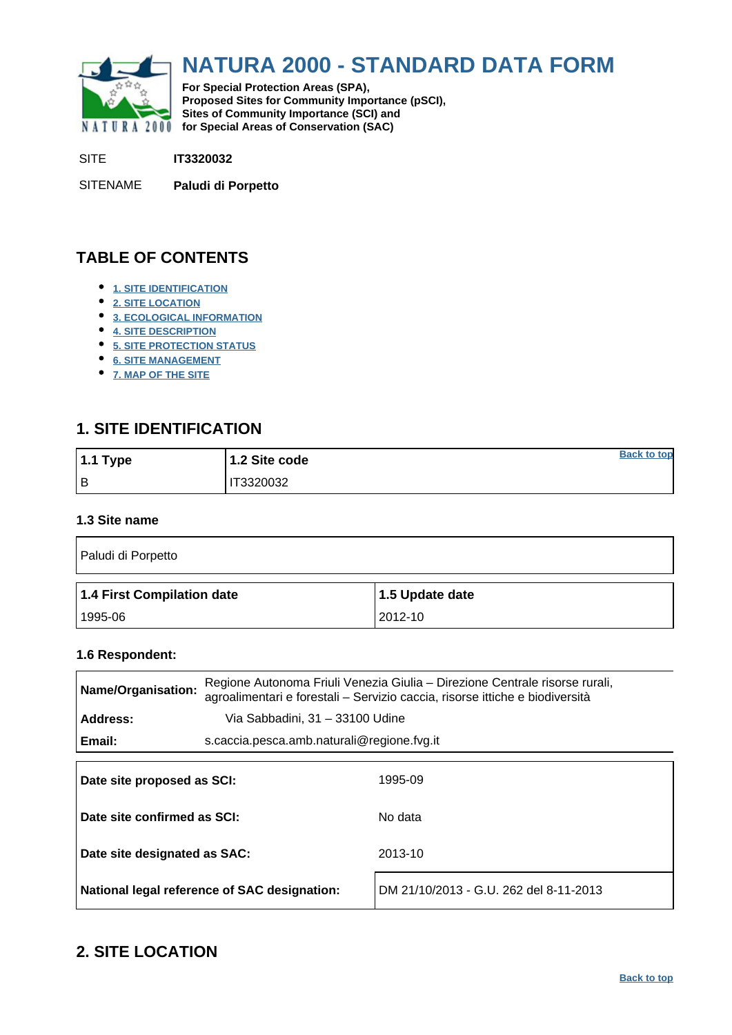# NATURA 2000 - STANDARD DATA FORM

**For Special Protection Areas (SPA), Proposed Sites for Community Importance (pSCI), Sites of Community Importance (SCI) and for Special Areas of Conservation (SAC)**

SITE **IT3320032**

SITENAME **Paludi di Porpetto**

## TABLE OF CONTENTS

- 1. SITE IDENTIFICATION
- 2. SITE LOCATION
- 3. ECOLOGICAL INFORMATION
- 4. SITE DESCRIPTION
- 5. SITE PROTECTION STATUS
- 6. SITE MANAGEMENT
- 7. MAP OF THE SITE

## 1. SITE IDENTIFICATION

| 1.1 Type | 1.2 Site code |
|---|---|
| B | IT3320032 |

### 1.3 Site name

| Paludi di Porpetto |
|---|

| 1.4 First Compilation date | 1.5 Update date |
|---|---|
| 1995-06 | 2012-10 |

### 1.6 Respondent:

| | |
|---|---|
| **Name/Organisation:** | Regione Autonoma Friuli Venezia Giulia – Direzione Centrale risorse rurali, agroalimentari e forestali – Servizio caccia, risorse ittiche e biodiversità |
| **Address:** | Via Sabbadini, 31 – 33100 Udine |
| **Email:** | s.caccia.pesca.amb.naturali@regione.fvg.it |

| | |
|---|---|
| **Date site proposed as SCI:** | 1995-09 |
| **Date site confirmed as SCI:** | No data |
| **Date site designated as SAC:** | 2013-10 |
| **National legal reference of SAC designation:** | DM 21/10/2013 - G.U. 262 del 8-11-2013 |

## 2. SITE LOCATION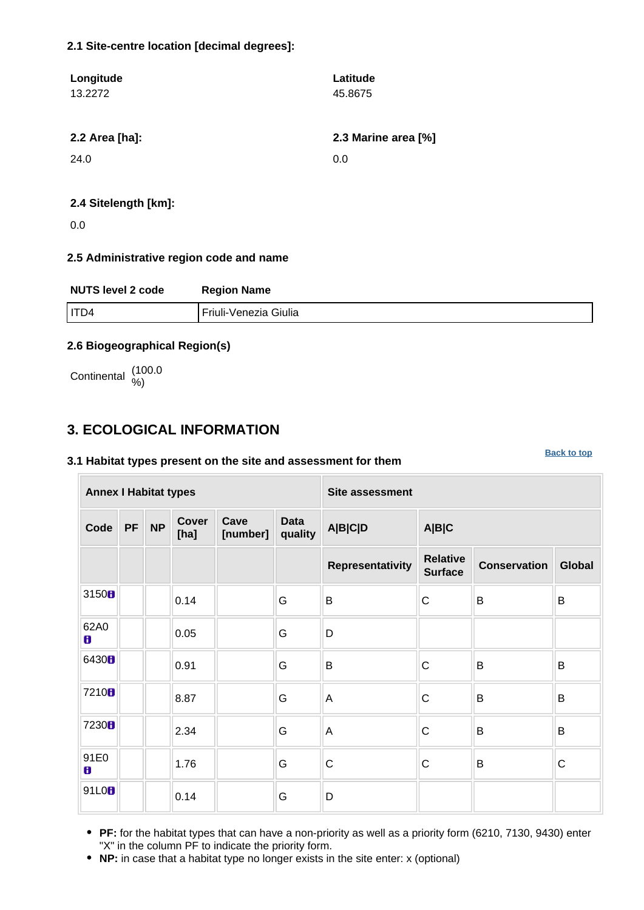### 2.1 Site-centre location [decimal degrees]:

**Longitude**
13.2272

**Latitude**
45.8675

**2.2 Area [ha]:**

24.0

**2.3 Marine area [%]**

0.0

**2.4 Sitelength [km]:**

0.0

### 2.5 Administrative region code and name

| NUTS level 2 code | Region Name |
|---|---|
| ITD4 | Friuli-Venezia Giulia |

### 2.6 Biogeographical Region(s)

Continental (100.0 %)

## 3. ECOLOGICAL INFORMATION

Back to top

### 3.1 Habitat types present on the site and assessment for them

| Annex I Habitat types | | | | | | Site assessment | | | |
|---|---|---|---|---|---|---|---|---|---|
| Code | PF | NP | Cover [ha] | Cave [number] | Data quality | A\|B\|C\|D | A\|B\|C | | |
| | | | | | | Representativity | Relative Surface | Conservation | Global |
| 3150 | | | 0.14 | | G | B | C | B | B |
| 62A0 | | | 0.05 | | G | D | | | |
| 6430 | | | 0.91 | | G | B | C | B | B |
| 7210 | | | 8.87 | | G | A | C | B | B |
| 7230 | | | 2.34 | | G | A | C | B | B |
| 91E0 | | | 1.76 | | G | C | C | B | C |
| 91L0 | | | 0.14 | | G | D | | | |

- **PF:** for the habitat types that can have a non-priority as well as a priority form (6210, 7130, 9430) enter "X" in the column PF to indicate the priority form.
- **NP:** in case that a habitat type no longer exists in the site enter: x (optional)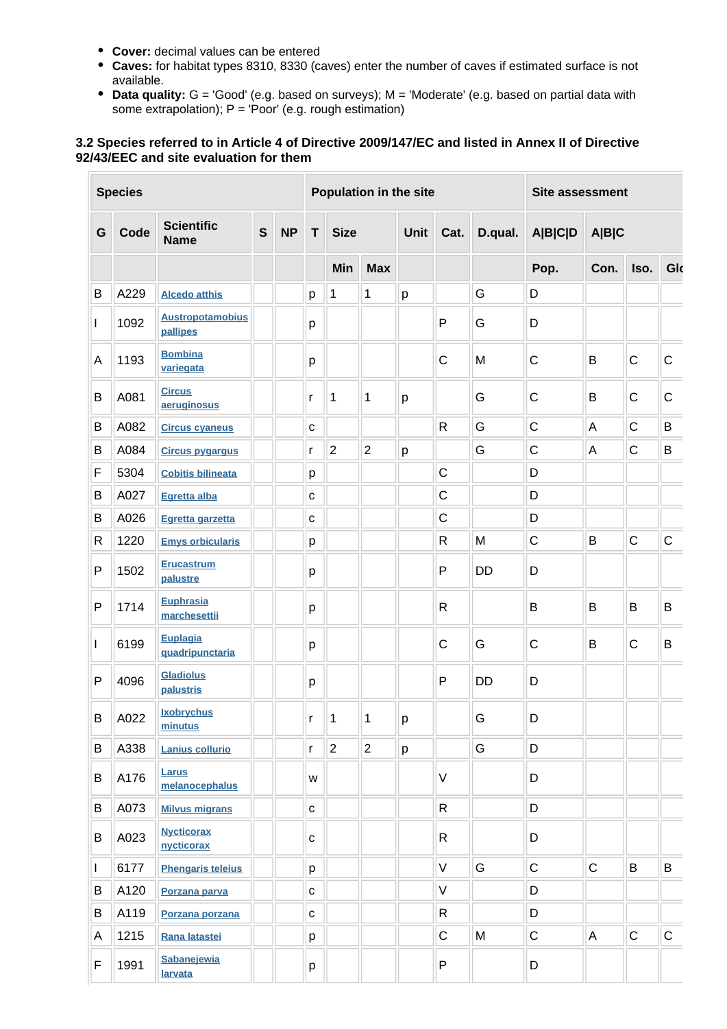- **Cover:** decimal values can be entered
- **Caves:** for habitat types 8310, 8330 (caves) enter the number of caves if estimated surface is not available.
- **Data quality:** G = 'Good' (e.g. based on surveys); M = 'Moderate' (e.g. based on partial data with some extrapolation); P = 'Poor' (e.g. rough estimation)

### 3.2 Species referred to in Article 4 of Directive 2009/147/EC and listed in Annex II of Directive 92/43/EEC and site evaluation for them

| Species | | | | | Population in the site | | | | | | Site assessment | | | |
|---|---|---|---|---|---|---|---|---|---|---|---|---|---|---|
| G | Code | Scientific Name | S | NP | T | Size | | Unit | Cat. | D.qual. | A\|B\|C\|D | A\|B\|C | | |
| | | | | | | Min | Max | | | | Pop. | Con. | Iso. | Glo |
| B | A229 | Alcedo atthis | | | p | 1 | 1 | p | | G | D | | | |
| I | 1092 | Austropotamobius pallipes | | | p | | | | P | G | D | | | |
| A | 1193 | Bombina variegata | | | p | | | | C | M | C | B | C | C |
| B | A081 | Circus aeruginosus | | | r | 1 | 1 | p | | G | C | B | C | C |
| B | A082 | Circus cyaneus | | | c | | | | R | G | C | A | C | B |
| B | A084 | Circus pygargus | | | r | 2 | 2 | p | | G | C | A | C | B |
| F | 5304 | Cobitis bilineata | | | p | | | | C | | D | | | |
| B | A027 | Egretta alba | | | c | | | | C | | D | | | |
| B | A026 | Egretta garzetta | | | c | | | | C | | D | | | |
| R | 1220 | Emys orbicularis | | | p | | | | R | M | C | B | C | C |
| P | 1502 | Erucastrum palustre | | | p | | | | P | DD | D | | | |
| P | 1714 | Euphrasia marchesettii | | | p | | | | R | | B | B | B | B |
| I | 6199 | Euplagia quadripunctaria | | | p | | | | C | G | C | B | C | B |
| P | 4096 | Gladiolus palustris | | | p | | | | P | DD | D | | | |
| B | A022 | Ixobrychus minutus | | | r | 1 | 1 | p | | G | D | | | |
| B | A338 | Lanius collurio | | | r | 2 | 2 | p | | G | D | | | |
| B | A176 | Larus melanocephalus | | | w | | | | V | | D | | | |
| B | A073 | Milvus migrans | | | c | | | | R | | D | | | |
| B | A023 | Nycticorax nycticorax | | | c | | | | R | | D | | | |
| I | 6177 | Phengaris teleius | | | p | | | | V | G | C | C | B | B |
| B | A120 | Porzana parva | | | c | | | | V | | D | | | |
| B | A119 | Porzana porzana | | | c | | | | R | | D | | | |
| A | 1215 | Rana latastei | | | p | | | | C | M | C | A | C | C |
| F | 1991 | Sabanejewia larvata | | | p | | | | P | | D | | | |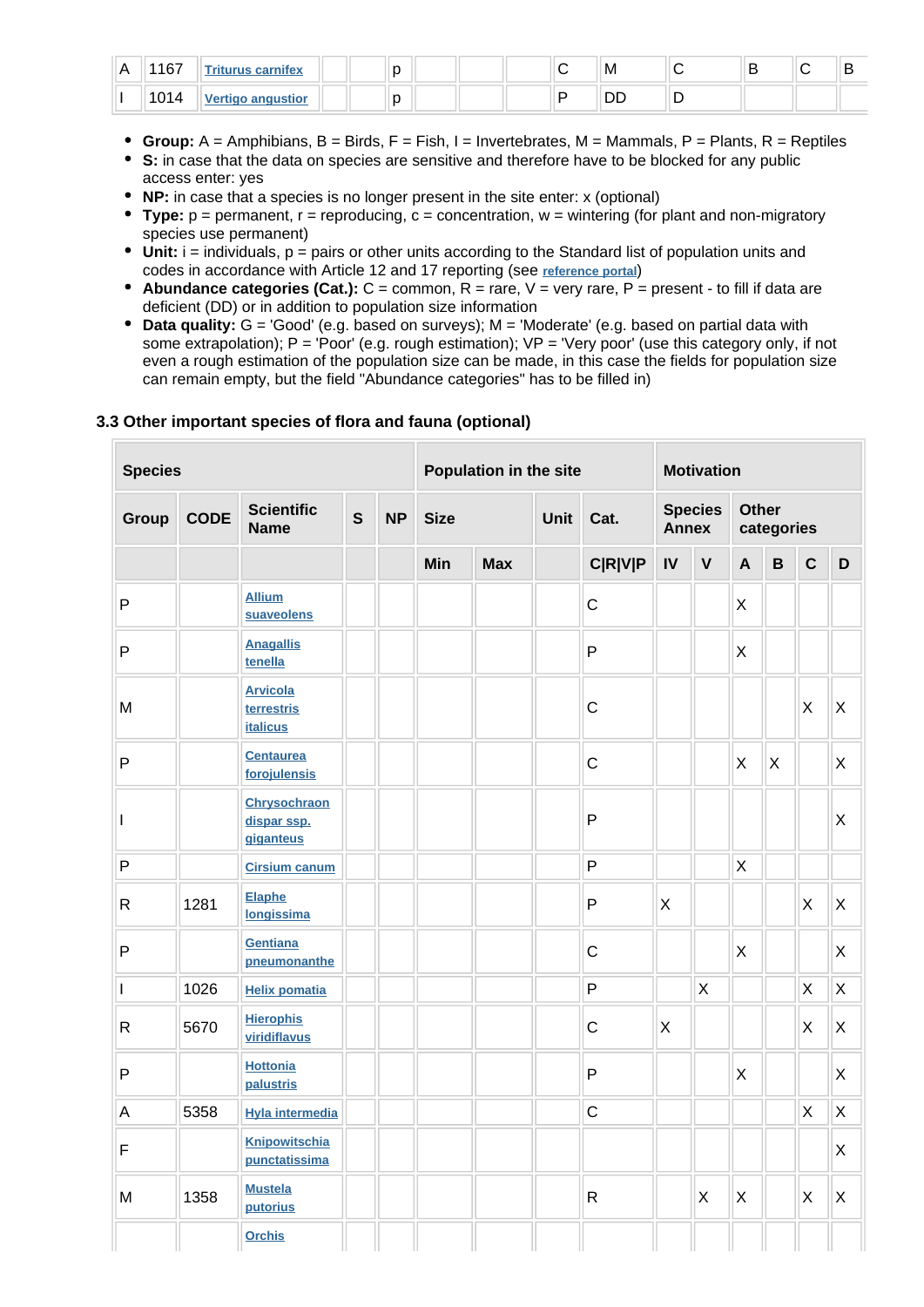| A | 1167 | Triturus carnifex | | | p | | | | C | M | C | B | C | B |
|---|---|---|---|---|---|---|---|---|---|---|---|---|---|---|
| I | 1014 | Vertigo angustior | | | p | | | | P | DD | D | | | |

- **Group:** A = Amphibians, B = Birds, F = Fish, I = Invertebrates, M = Mammals, P = Plants, R = Reptiles
- **S:** in case that the data on species are sensitive and therefore have to be blocked for any public access enter: yes
- **NP:** in case that a species is no longer present in the site enter: x (optional)
- **Type:** p = permanent, r = reproducing, c = concentration, w = wintering (for plant and non-migratory species use permanent)
- **Unit:** i = individuals, p = pairs or other units according to the Standard list of population units and codes in accordance with Article 12 and 17 reporting (see reference portal)
- **Abundance categories (Cat.):** C = common, R = rare, V = very rare, P = present - to fill if data are deficient (DD) or in addition to population size information
- **Data quality:** G = 'Good' (e.g. based on surveys); M = 'Moderate' (e.g. based on partial data with some extrapolation); P = 'Poor' (e.g. rough estimation); VP = 'Very poor' (use this category only, if not even a rough estimation of the population size can be made, in this case the fields for population size can remain empty, but the field "Abundance categories" has to be filled in)

### 3.3 Other important species of flora and fauna (optional)

| Species | | | | | Population in the site | | | | Motivation | | | | | |
|---|---|---|---|---|---|---|---|---|---|---|---|---|---|---|
| Group | CODE | Scientific Name | S | NP | Size | | Unit | Cat. | Species Annex | | Other categories | | | |
| | | | | | Min | Max | | C\|R\|V\|P | IV | V | A | B | C | D |
| P | | Allium suaveolens | | | | | | C | | | X | | | |
| P | | Anagallis tenella | | | | | | P | | | X | | | |
| M | | Arvicola terrestris italicus | | | | | | C | | | | | X | X |
| P | | Centaurea forojulensis | | | | | | C | | | X | X | | X |
| I | | Chrysochraon dispar ssp. giganteus | | | | | | P | | | | | | X |
| P | | Cirsium canum | | | | | | P | | | X | | | |
| R | 1281 | Elaphe longissima | | | | | | P | X | | | | X | X |
| P | | Gentiana pneumonanthe | | | | | | C | | | X | | | X |
| I | 1026 | Helix pomatia | | | | | | P | | X | | | X | X |
| R | 5670 | Hierophis viridiflavus | | | | | | C | X | | | | X | X |
| P | | Hottonia palustris | | | | | | P | | | X | | | X |
| A | 5358 | Hyla intermedia | | | | | | C | | | | | X | X |
| F | | Knipowitschia punctatissima | | | | | | | | | | | | X |
| M | 1358 | Mustela putorius | | | | | | R | | X | X | | X | X |
| | | Orchis | | | | | | | | | | | | |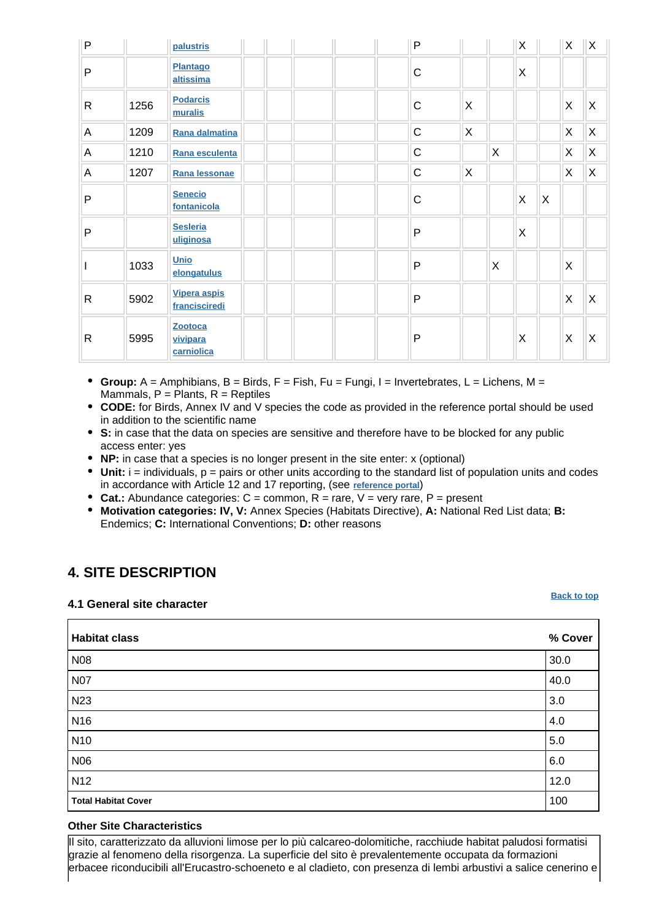| P | | palustris | | | | | | P | | | X | | X | X |
|---|---|---|---|---|---|---|---|---|---|---|---|---|---|---|
| P | | Plantago altissima | | | | | | C | | | X | | | |
| R | 1256 | Podarcis muralis | | | | | | C | X | | | | X | X |
| A | 1209 | Rana dalmatina | | | | | | C | X | | | | X | X |
| A | 1210 | Rana esculenta | | | | | | C | | X | | | X | X |
| A | 1207 | Rana lessonae | | | | | | C | X | | | | X | X |
| P | | Senecio fontanicola | | | | | | C | | | X | X | | |
| P | | Sesleria uliginosa | | | | | | P | | | X | | | |
| I | 1033 | Unio elongatulus | | | | | | P | | X | | | X | |
| R | 5902 | Vipera aspis francisciredi | | | | | | P | | | | | X | X |
| R | 5995 | Zootoca vivipara carniolica | | | | | | P | | | X | | X | X |

- **Group:** A = Amphibians, B = Birds, F = Fish, Fu = Fungi, I = Invertebrates, L = Lichens, M = Mammals, P = Plants, R = Reptiles
- **CODE:** for Birds, Annex IV and V species the code as provided in the reference portal should be used in addition to the scientific name
- **S:** in case that the data on species are sensitive and therefore have to be blocked for any public access enter: yes
- **NP:** in case that a species is no longer present in the site enter: x (optional)
- **Unit:** i = individuals, p = pairs or other units according to the standard list of population units and codes in accordance with Article 12 and 17 reporting, (see reference portal)
- **Cat.:** Abundance categories: C = common, R = rare, V = very rare, P = present
- **Motivation categories: IV, V:** Annex Species (Habitats Directive), **A:** National Red List data; **B:** Endemics; **C:** International Conventions; **D:** other reasons

## 4. SITE DESCRIPTION

Back to top

### 4.1 General site character

| Habitat class | % Cover |
|---|---|
| N08 | 30.0 |
| N07 | 40.0 |
| N23 | 3.0 |
| N16 | 4.0 |
| N10 | 5.0 |
| N06 | 6.0 |
| N12 | 12.0 |
| **Total Habitat Cover** | 100 |

**Other Site Characteristics**

Il sito, caratterizzato da alluvioni limose per lo più calcareo-dolomitiche, racchiude habitat paludosi formatisi grazie al fenomeno della risorgenza. La superficie del sito è prevalentemente occupata da formazioni erbacee riconducibili all'Erucastro-schoeneto e al cladieto, con presenza di lembi arbustivi a salice cenerino e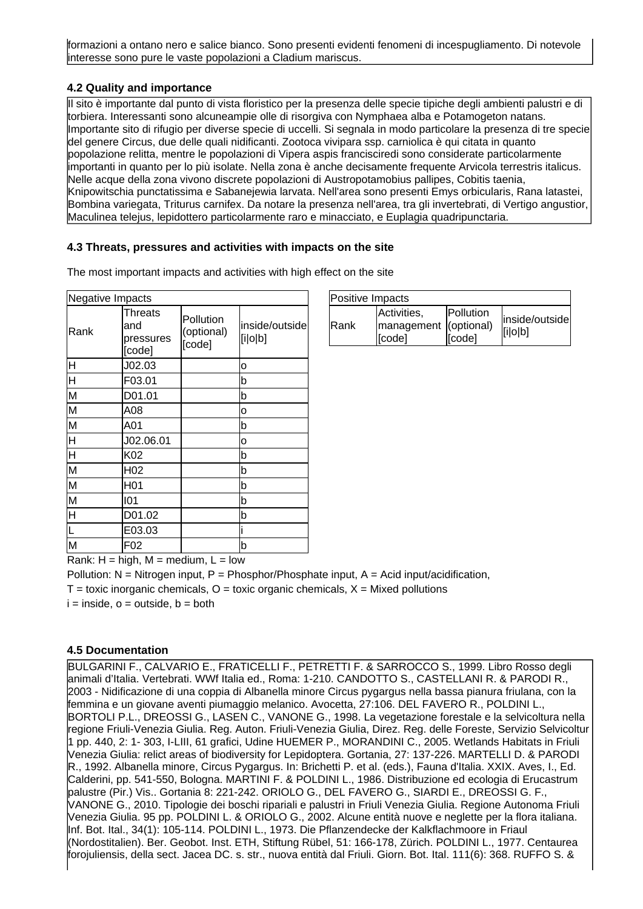formazioni a ontano nero e salice bianco. Sono presenti evidenti fenomeni di incespugliamento. Di notevole interesse sono pure le vaste popolazioni a Cladium mariscus.

### 4.2 Quality and importance

Il sito è importante dal punto di vista floristico per la presenza delle specie tipiche degli ambienti palustri e di torbiera. Interessanti sono alcuneampie olle di risorgiva con Nymphaea alba e Potamogeton natans. Importante sito di rifugio per diverse specie di uccelli. Si segnala in modo particolare la presenza di tre specie del genere Circus, due delle quali nidificanti. Zootoca vivipara ssp. carniolica è qui citata in quanto popolazione relitta, mentre le popolazioni di Vipera aspis francisciredi sono considerate particolarmente importanti in quanto per lo più isolate. Nella zona è anche decisamente frequente Arvicola terrestris italicus. Nelle acque della zona vivono discrete popolazioni di Austropotamobius pallipes, Cobitis taenia, Knipowitschia punctatissima e Sabanejewia larvata. Nell'area sono presenti Emys orbicularis, Rana latastei, Bombina variegata, Triturus carnifex. Da notare la presenza nell'area, tra gli invertebrati, di Vertigo angustior, Maculinea telejus, lepidottero particolarmente raro e minacciato, e Euplagia quadripunctaria.

### 4.3 Threats, pressures and activities with impacts on the site

The most important impacts and activities with high effect on the site

| Negative Impacts | | | |
|---|---|---|---|
| Rank | Threats and pressures [code] | Pollution (optional) [code] | inside/outside [i\|o\|b] |
| H | J02.03 | | o |
| H | F03.01 | | b |
| M | D01.01 | | b |
| M | A08 | | o |
| M | A01 | | b |
| H | J02.06.01 | | o |
| H | K02 | | b |
| M | H02 | | b |
| M | H01 | | b |
| M | I01 | | b |
| H | D01.02 | | b |
| L | E03.03 | | i |
| M | F02 | | b |

| Positive Impacts | | | |
|---|---|---|---|
| Rank | Activities, management [code] | Pollution (optional) [code] | inside/outside [i\|o\|b] |

Rank: H = high, M = medium, L = low

Pollution: N = Nitrogen input, P = Phosphor/Phosphate input, A = Acid input/acidification,

T = toxic inorganic chemicals, O = toxic organic chemicals, X = Mixed pollutions

i = inside, o = outside, b = both

### 4.5 Documentation

BULGARINI F., CALVARIO E., FRATICELLI F., PETRETTI F. & SARROCCO S., 1999. Libro Rosso degli animali d'Italia. Vertebrati. WWf Italia ed., Roma: 1-210. CANDOTTO S., CASTELLANI R. & PARODI R., 2003 - Nidificazione di una coppia di Albanella minore Circus pygargus nella bassa pianura friulana, con la femmina e un giovane aventi piumaggio melanico. Avocetta, 27:106. DEL FAVERO R., POLDINI L., BORTOLI P.L., DREOSSI G., LASEN C., VANONE G., 1998. La vegetazione forestale e la selvicoltura nella regione Friuli-Venezia Giulia. Reg. Auton. Friuli-Venezia Giulia, Direz. Reg. delle Foreste, Servizio Selvicoltur 1 pp. 440, 2: 1- 303, I-LIII, 61 grafici, Udine HUEMER P., MORANDINI C., 2005. Wetlands Habitats in Friuli Venezia Giulia: relict areas of biodiversity for Lepidoptera. Gortania, 27: 137-226. MARTELLI D. & PARODI R., 1992. Albanella minore, Circus Pygargus. In: Brichetti P. et al. (eds.), Fauna d'Italia. XXIX. Aves, I., Ed. Calderini, pp. 541-550, Bologna. MARTINI F. & POLDINI L., 1986. Distribuzione ed ecologia di Erucastrum palustre (Pir.) Vis.. Gortania 8: 221-242. ORIOLO G., DEL FAVERO G., SIARDI E., DREOSSI G. F., VANONE G., 2010. Tipologie dei boschi ripariali e palustri in Friuli Venezia Giulia. Regione Autonoma Friuli Venezia Giulia. 95 pp. POLDINI L. & ORIOLO G., 2002. Alcune entità nuove e neglette per la flora italiana. Inf. Bot. Ital., 34(1): 105-114. POLDINI L., 1973. Die Pflanzendecke der Kalkflachmoore in Friaul (Nordostitalien). Ber. Geobot. Inst. ETH, Stiftung Rübel, 51: 166-178, Zürich. POLDINI L., 1977. Centaurea forojuliensis, della sect. Jacea DC. s. str., nuova entità dal Friuli. Giorn. Bot. Ital. 111(6): 368. RUFFO S. &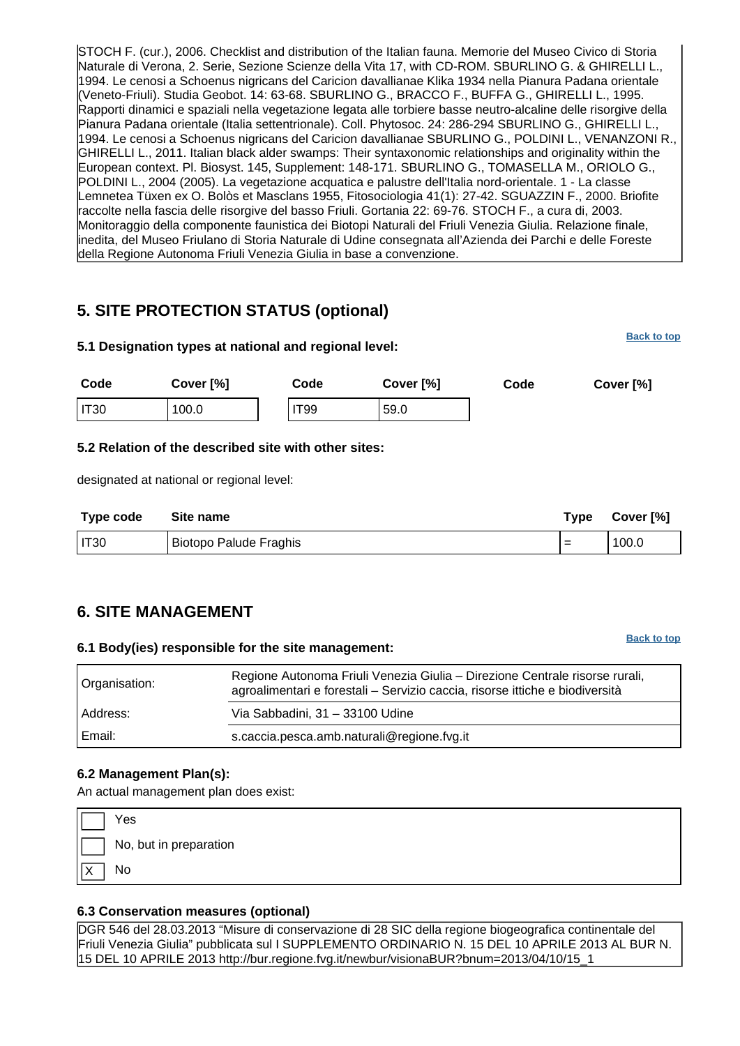STOCH F. (cur.), 2006. Checklist and distribution of the Italian fauna. Memorie del Museo Civico di Storia Naturale di Verona, 2. Serie, Sezione Scienze della Vita 17, with CD-ROM. SBURLINO G. & GHIRELLI L., 1994. Le cenosi a Schoenus nigricans del Caricion davallianae Klika 1934 nella Pianura Padana orientale (Veneto-Friuli). Studia Geobot. 14: 63-68. SBURLINO G., BRACCO F., BUFFA G., GHIRELLI L., 1995. Rapporti dinamici e spaziali nella vegetazione legata alle torbiere basse neutro-alcaline delle risorgive della Pianura Padana orientale (Italia settentrionale). Coll. Phytosoc. 24: 286-294 SBURLINO G., GHIRELLI L., 1994. Le cenosi a Schoenus nigricans del Caricion davallianae SBURLINO G., POLDINI L., VENANZONI R., GHIRELLI L., 2011. Italian black alder swamps: Their syntaxonomic relationships and originality within the European context. Pl. Biosyst. 145, Supplement: 148-171. SBURLINO G., TOMASELLA M., ORIOLO G., POLDINI L., 2004 (2005). La vegetazione acquatica e palustre dell'Italia nord-orientale. 1 - La classe Lemnetea Tüxen ex O. Bolòs et Masclans 1955, Fitosociologia 41(1): 27-42. SGUAZZIN F., 2000. Briofite raccolte nella fascia delle risorgive del basso Friuli. Gortania 22: 69-76. STOCH F., a cura di, 2003. Monitoraggio della componente faunistica dei Biotopi Naturali del Friuli Venezia Giulia. Relazione finale, inedita, del Museo Friulano di Storia Naturale di Udine consegnata all'Azienda dei Parchi e delle Foreste della Regione Autonoma Friuli Venezia Giulia in base a convenzione.

## 5. SITE PROTECTION STATUS (optional)

Back to top

### 5.1 Designation types at national and regional level:

| Code | Cover [%] | Code | Cover [%] | Code | Cover [%] |
|---|---|---|---|---|---|
| IT30 | 100.0 | IT99 | 59.0 | | |

### 5.2 Relation of the described site with other sites:

designated at national or regional level:

| Type code | Site name | Type | Cover [%] |
|---|---|---|---|
| IT30 | Biotopo Palude Fraghis | = | 100.0 |

## 6. SITE MANAGEMENT

Back to top

### 6.1 Body(ies) responsible for the site management:

| | |
|---|---|
| Organisation: | Regione Autonoma Friuli Venezia Giulia – Direzione Centrale risorse rurali, agroalimentari e forestali – Servizio caccia, risorse ittiche e biodiversità |
| Address: | Via Sabbadini, 31 – 33100 Udine |
| Email: | s.caccia.pesca.amb.naturali@regione.fvg.it |

### 6.2 Management Plan(s):

An actual management plan does exist:

- [ ] Yes
- [ ] No, but in preparation
- [X] No

### 6.3 Conservation measures (optional)

DGR 546 del 28.03.2013 "Misure di conservazione di 28 SIC della regione biogeografica continentale del Friuli Venezia Giulia" pubblicata sul I SUPPLEMENTO ORDINARIO N. 15 DEL 10 APRILE 2013 AL BUR N. 15 DEL 10 APRILE 2013 http://bur.regione.fvg.it/newbur/visionaBUR?bnum=2013/04/10/15_1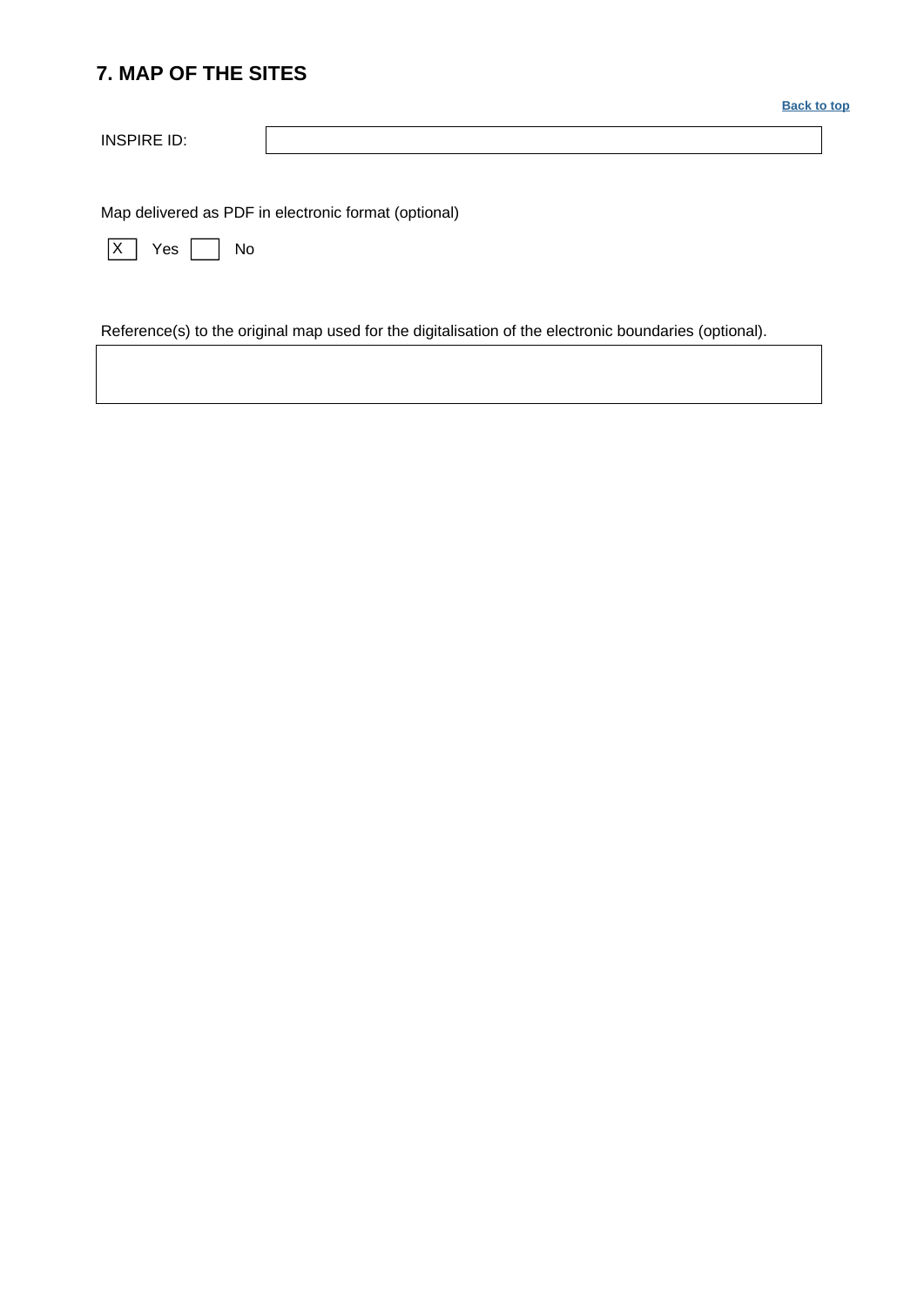## 7. MAP OF THE SITES

Back to top

INSPIRE ID:

Map delivered as PDF in electronic format (optional)

X Yes No

Reference(s) to the original map used for the digitalisation of the electronic boundaries (optional).